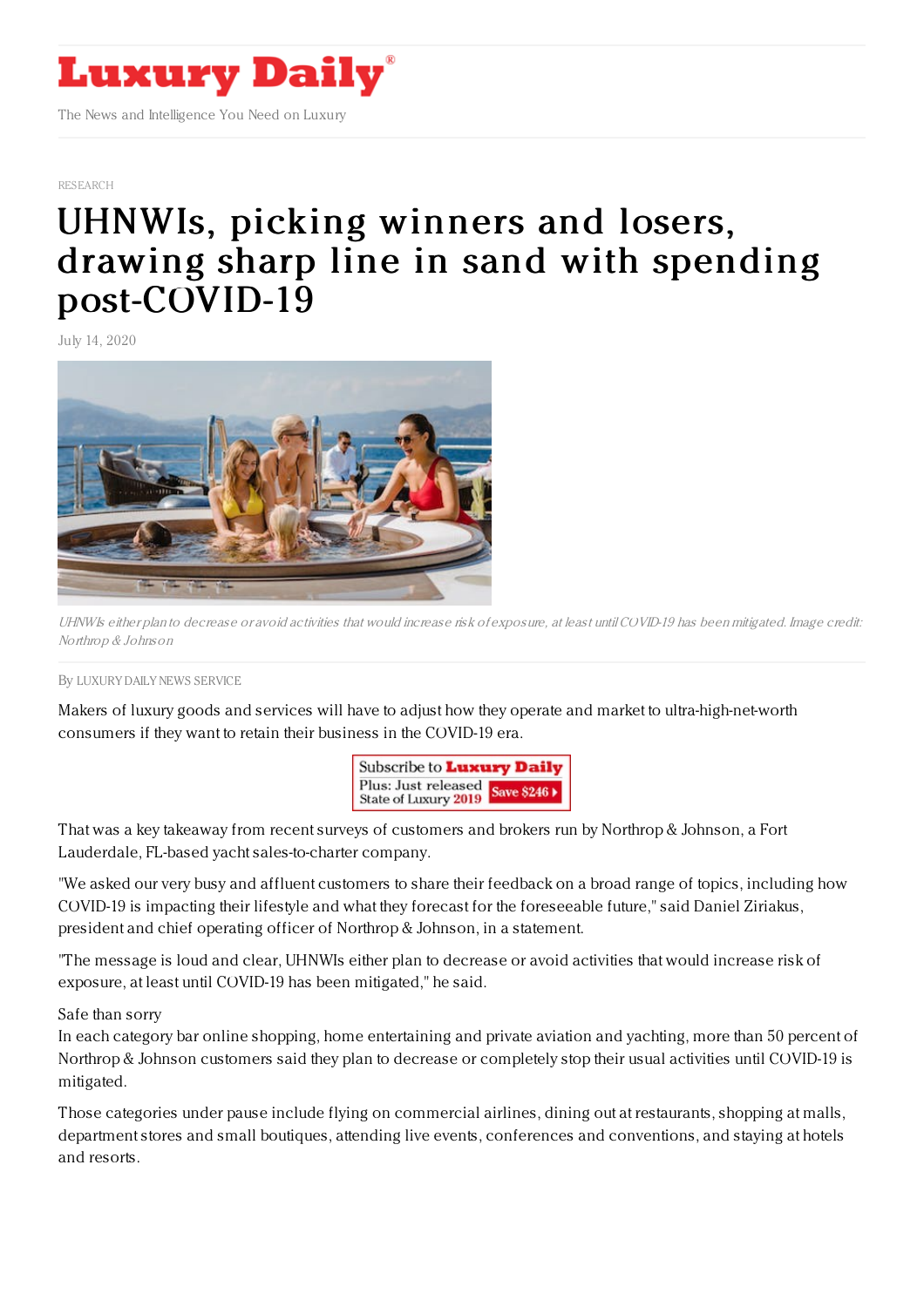# Luxury Daily

The News and Intelligence You Need on Luxury

RESEARCH

# UHNWIs, picking winners and losers, drawing sharp line in sand with spending post-COVID-19

July 14, 2020

*UHNWIs either plan to decrease or avoid activities that would increase risk of exposure, at least until COVID-19 has been mitigated. Image credit: Northrop & Johnson*

By LUXURY DAILY NEWS SERVICE

Makers of luxury goods and services will have to adjust how they operate and market to ultra-high-net-worth consumers if they want to retain their business in the COVID-19 era.

That was a key takeaway from recent surveys of customers and brokers run by Northrop & Johnson, a Fort Lauderdale, FL-based yacht sales-to-charter company.

"We asked our very busy and affluent customers to share their feedback on a broad range of topics, including how COVID-19 is impacting their lifestyle and what they forecast for the foreseeable future," said Daniel Ziriakus, president and chief operating officer of Northrop & Johnson, in a statement.

"The message is loud and clear, UHNWIs either plan to decrease or avoid activities that would increase risk of exposure, at least until COVID-19 has been mitigated," he said.

Safe than sorry

In each category bar online shopping, home entertaining and private aviation and yachting, more than 50 percent of Northrop & Johnson customers said they plan to decrease or completely stop their usual activities until COVID-19 is mitigated.

Those categories under pause include flying on commercial airlines, dining out at restaurants, shopping at malls, department stores and small boutiques, attending live events, conferences and conventions, and staying at hotels and resorts.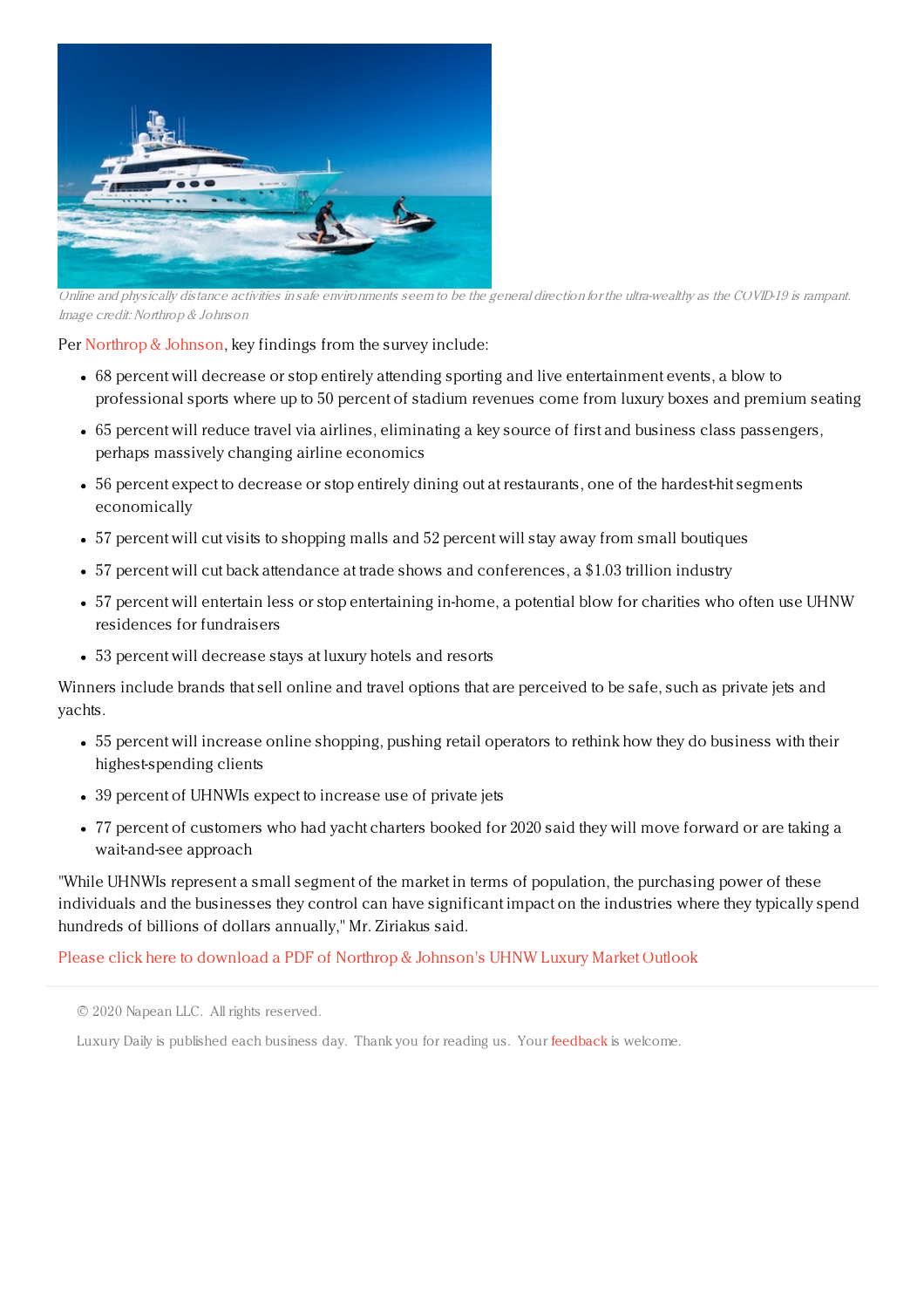*Online and physically distance activities in safe environments seem to be the general direction for the ultra-wealthy as the COVID-19 is rampant. Image credit: Northrop & Johnson*

Per Northrop & Johnson, key findings from the survey include:

- 68 percent will decrease or stop entirely attending sporting and live entertainment events, a blow to professional sports where up to 50 percent of stadium revenues come from luxury boxes and premium seating
- 65 percent will reduce travel via airlines, eliminating a key source of first and business class passengers, perhaps massively changing airline economics
- 56 percent expect to decrease or stop entirely dining out at restaurants, one of the hardest-hit segments economically
- 57 percent will cut visits to shopping malls and 52 percent will stay away from small boutiques
- 57 percent will cut back attendance at trade shows and conferences, a $1.03 trillion industry
- 57 percent will entertain less or stop entertaining in-home, a potential blow for charities who often use UHNW residences for fundraisers
- 53 percent will decrease stays at luxury hotels and resorts

Winners include brands that sell online and travel options that are perceived to be safe, such as private jets and yachts.

- 55 percent will increase online shopping, pushing retail operators to rethink how they do business with their highest-spending clients
- 39 percent of UHNWIs expect to increase use of private jets
- 77 percent of customers who had yacht charters booked for 2020 said they will move forward or are taking a wait-and-see approach

"While UHNWIs represent a small segment of the market in terms of population, the purchasing power of these individuals and the businesses they control can have significant impact on the industries where they typically spend hundreds of billions of dollars annually," Mr. Ziriakus said.

Please click here to download a PDF of Northrop & Johnson's UHNW Luxury Market Outlook

© 2020 Napean LLC. All rights reserved.

Luxury Daily is published each business day. Thank you for reading us. Your feedback is welcome.